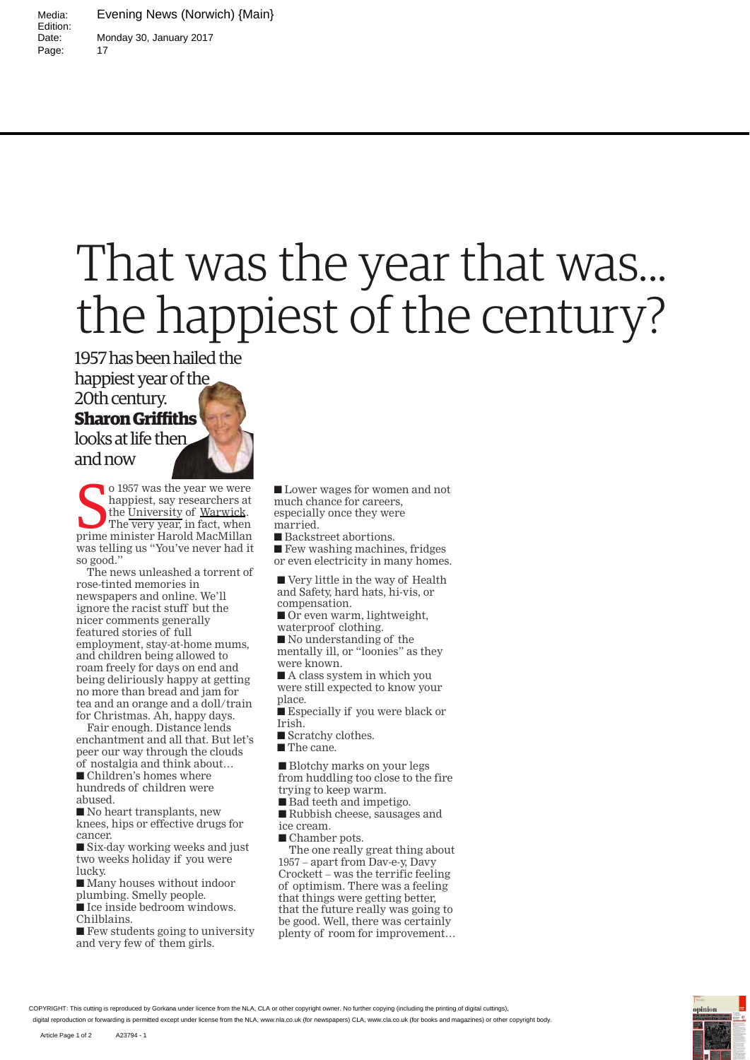# That was the year that was... the happiest of the century?

1957 has been hailed the happiest year of the 20th century. **Sharon Griffiths** looks at life then and now

So 1957 was the year we were happiest, say researchers at the University of Warwick. The very year, in fact, when prime minister Harold MacMillan was telling us "You've never had it so good."

The news unleashed a torrent of rose-tinted memories in newspapers and online. We'll ignore the racist stuff but the nicer comments generally featured stories of full employment, stay-at-home mums, and children being allowed to roam freely for days on end and being deliriously happy at getting no more than bread and jam for tea and an orange and a doll/train for Christmas. Ah, happy days.

Fair enough. Distance lends enchantment and all that. But let's peer our way through the clouds of nostalgia and think about…

- Children's homes where hundreds of children were abused.
- No heart transplants, new knees, hips or effective drugs for cancer.
- Six-day working weeks and just two weeks holiday if you were lucky.
- Many houses without indoor plumbing. Smelly people.
- Ice inside bedroom windows. Chilblains.
- Few students going to university and very few of them girls.
- Lower wages for women and not much chance for careers, especially once they were married.
- Backstreet abortions.
- Few washing machines, fridges or even electricity in many homes.
- Very little in the way of Health and Safety, hard hats, hi-vis, or compensation.
- Or even warm, lightweight, waterproof clothing.
- No understanding of the mentally ill, or "loonies" as they were known.
- A class system in which you were still expected to know your place.
- Especially if you were black or Irish.
- Scratchy clothes.
- The cane.
- Blotchy marks on your legs from huddling too close to the fire trying to keep warm.
- Bad teeth and impetigo.
- Rubbish cheese, sausages and ice cream.
- Chamber pots.

The one really great thing about 1957 – apart from Dav-e-y, Davy Crockett – was the terrific feeling of optimism. There was a feeling that things were getting better, that the future really was going to be good. Well, there was certainly plenty of room for improvement…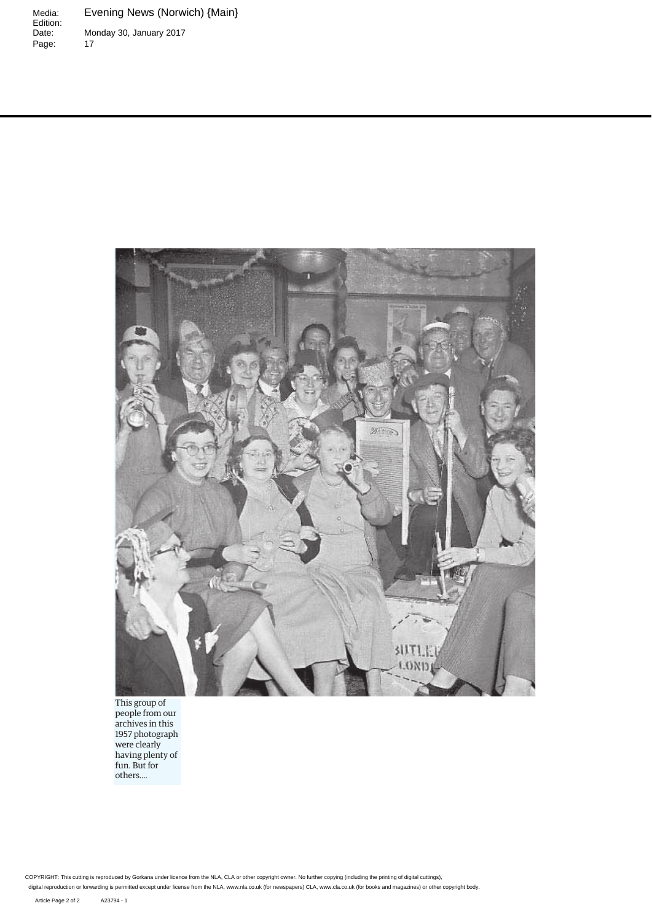Media: Evening News (Norwich) {Main}
Edition:
Date: Monday 30, January 2017
Page: 17

This group of people from our archives in this 1957 photograph were clearly having plenty of fun. But for others....

COPYRIGHT: This cutting is reproduced by Gorkana under licence from the NLA, CLA or other copyright owner. No further copying (including the printing of digital cuttings), digital reproduction or forwarding is permitted except under license from the NLA, www.nla.co.uk (for newspapers) CLA, www.cla.co.uk (for books and magazines) or other copyright body.